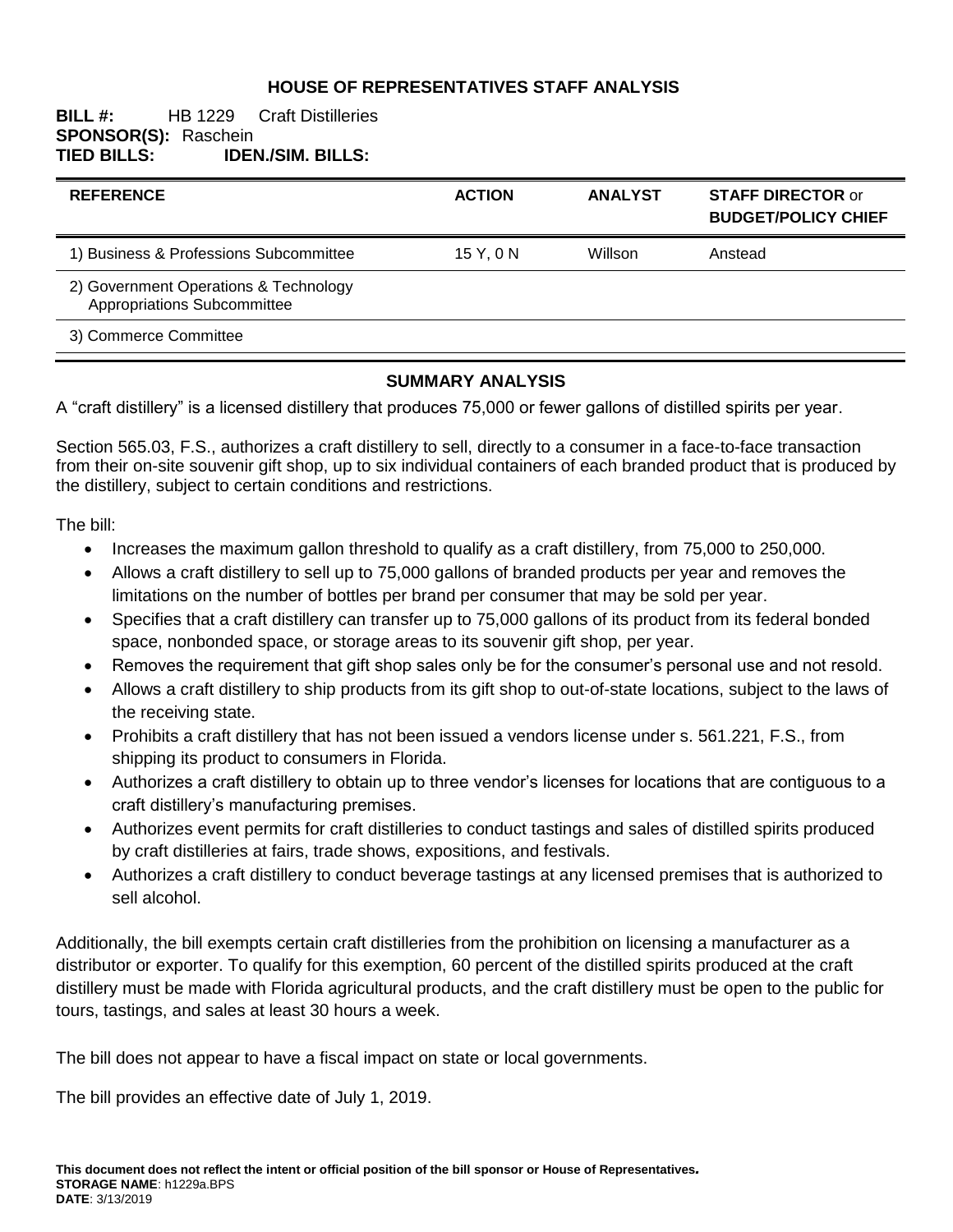# HOUSE OF REPRESENTATIVES STAFF ANALYSIS

**BILL #:** HB 1229 Craft Distilleries
**SPONSOR(S):** Raschein
**TIED BILLS:** **IDEN./SIM. BILLS:**

| REFERENCE | ACTION | ANALYST | STAFF DIRECTOR or BUDGET/POLICY CHIEF |
|---|---|---|---|
| 1) Business & Professions Subcommittee | 15 Y, 0 N | Willson | Anstead |
| 2) Government Operations & Technology Appropriations Subcommittee | | | |
| 3) Commerce Committee | | | |

## SUMMARY ANALYSIS

A "craft distillery" is a licensed distillery that produces 75,000 or fewer gallons of distilled spirits per year.

Section 565.03, F.S., authorizes a craft distillery to sell, directly to a consumer in a face-to-face transaction from their on-site souvenir gift shop, up to six individual containers of each branded product that is produced by the distillery, subject to certain conditions and restrictions.

The bill:

- Increases the maximum gallon threshold to qualify as a craft distillery, from 75,000 to 250,000.
- Allows a craft distillery to sell up to 75,000 gallons of branded products per year and removes the limitations on the number of bottles per brand per consumer that may be sold per year.
- Specifies that a craft distillery can transfer up to 75,000 gallons of its product from its federal bonded space, nonbonded space, or storage areas to its souvenir gift shop, per year.
- Removes the requirement that gift shop sales only be for the consumer's personal use and not resold.
- Allows a craft distillery to ship products from its gift shop to out-of-state locations, subject to the laws of the receiving state.
- Prohibits a craft distillery that has not been issued a vendors license under s. 561.221, F.S., from shipping its product to consumers in Florida.
- Authorizes a craft distillery to obtain up to three vendor's licenses for locations that are contiguous to a craft distillery's manufacturing premises.
- Authorizes event permits for craft distilleries to conduct tastings and sales of distilled spirits produced by craft distilleries at fairs, trade shows, expositions, and festivals.
- Authorizes a craft distillery to conduct beverage tastings at any licensed premises that is authorized to sell alcohol.

Additionally, the bill exempts certain craft distilleries from the prohibition on licensing a manufacturer as a distributor or exporter. To qualify for this exemption, 60 percent of the distilled spirits produced at the craft distillery must be made with Florida agricultural products, and the craft distillery must be open to the public for tours, tastings, and sales at least 30 hours a week.

The bill does not appear to have a fiscal impact on state or local governments.

The bill provides an effective date of July 1, 2019.

**This document does not reflect the intent or official position of the bill sponsor or House of Representatives.**
**STORAGE NAME**: h1229a.BPS
**DATE**: 3/13/2019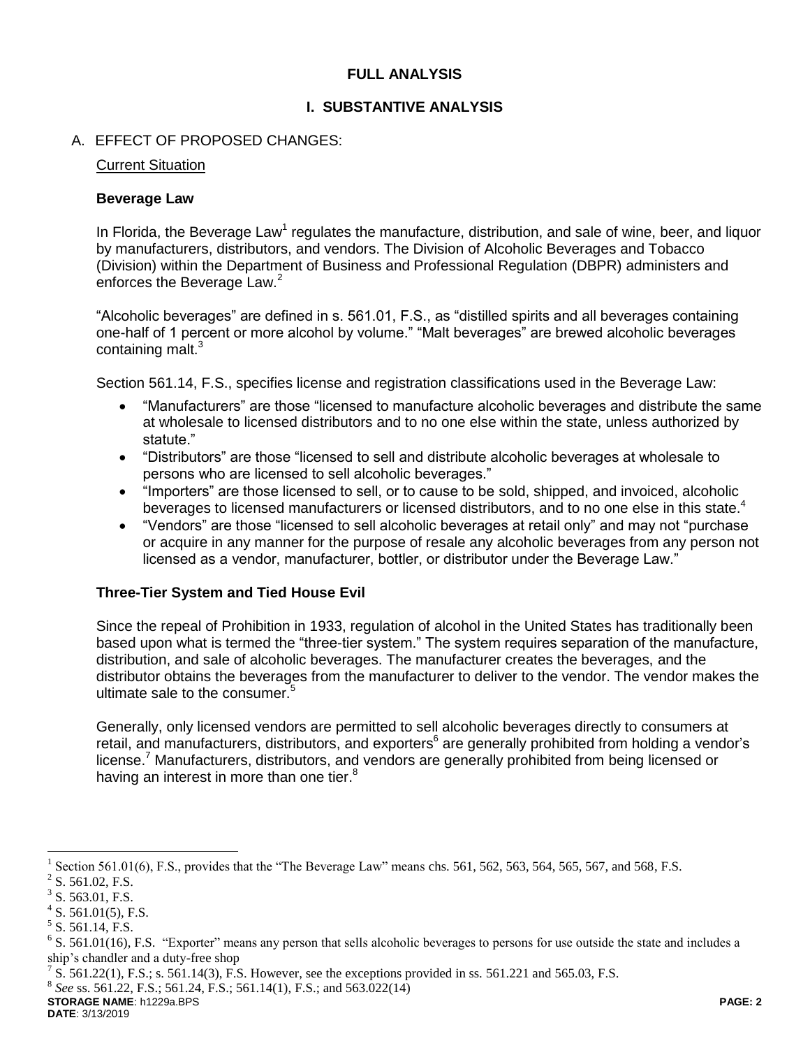# FULL ANALYSIS

## I. SUBSTANTIVE ANALYSIS

A. EFFECT OF PROPOSED CHANGES:

Current Situation

### Beverage Law

In Florida, the Beverage Law[1] regulates the manufacture, distribution, and sale of wine, beer, and liquor by manufacturers, distributors, and vendors. The Division of Alcoholic Beverages and Tobacco (Division) within the Department of Business and Professional Regulation (DBPR) administers and enforces the Beverage Law.[2]

"Alcoholic beverages" are defined in s. 561.01, F.S., as "distilled spirits and all beverages containing one-half of 1 percent or more alcohol by volume." "Malt beverages" are brewed alcoholic beverages containing malt.[3]

Section 561.14, F.S., specifies license and registration classifications used in the Beverage Law:

- "Manufacturers" are those "licensed to manufacture alcoholic beverages and distribute the same at wholesale to licensed distributors and to no one else within the state, unless authorized by statute."
- "Distributors" are those "licensed to sell and distribute alcoholic beverages at wholesale to persons who are licensed to sell alcoholic beverages."
- "Importers" are those licensed to sell, or to cause to be sold, shipped, and invoiced, alcoholic beverages to licensed manufacturers or licensed distributors, and to no one else in this state.[4]
- "Vendors" are those "licensed to sell alcoholic beverages at retail only" and may not "purchase or acquire in any manner for the purpose of resale any alcoholic beverages from any person not licensed as a vendor, manufacturer, bottler, or distributor under the Beverage Law."

### Three-Tier System and Tied House Evil

Since the repeal of Prohibition in 1933, regulation of alcohol in the United States has traditionally been based upon what is termed the "three-tier system." The system requires separation of the manufacture, distribution, and sale of alcoholic beverages. The manufacturer creates the beverages, and the distributor obtains the beverages from the manufacturer to deliver to the vendor. The vendor makes the ultimate sale to the consumer.[5]

Generally, only licensed vendors are permitted to sell alcoholic beverages directly to consumers at retail, and manufacturers, distributors, and exporters[6] are generally prohibited from holding a vendor's license.[7] Manufacturers, distributors, and vendors are generally prohibited from being licensed or having an interest in more than one tier.[8]

---

[1] Section 561.01(6), F.S., provides that the "The Beverage Law" means chs. 561, 562, 563, 564, 565, 567, and 568, F.S.

[2] S. 561.02, F.S.

[3] S. 563.01, F.S.

[4] S. 561.01(5), F.S.

[5] S. 561.14, F.S.

[6] S. 561.01(16), F.S. "Exporter" means any person that sells alcoholic beverages to persons for use outside the state and includes a ship's chandler and a duty-free shop

[7] S. 561.22(1), F.S.; s. 561.14(3), F.S. However, see the exceptions provided in ss. 561.221 and 565.03, F.S.

[8] *See* ss. 561.22, F.S.; 561.24, F.S.; 561.14(1), F.S.; and 563.022(14)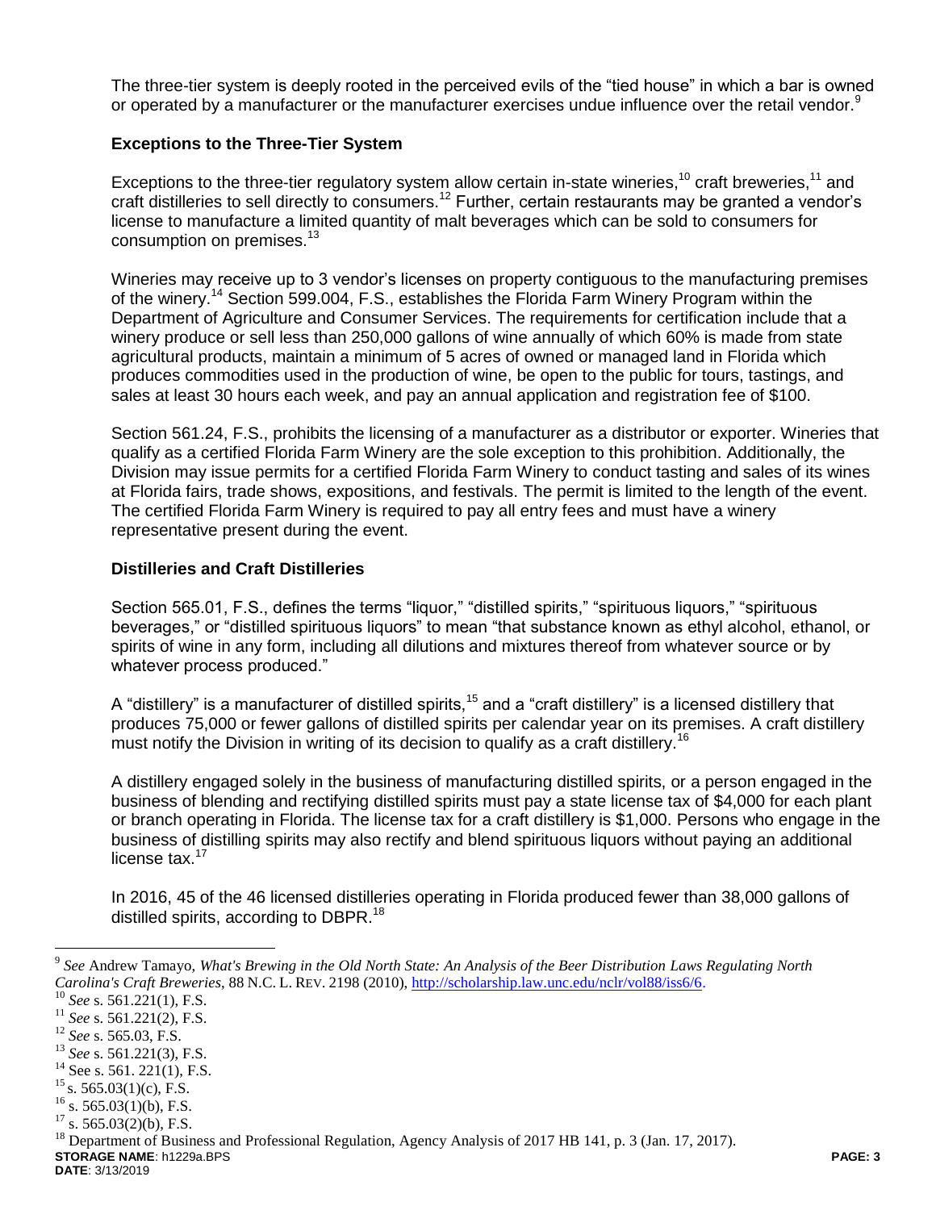The three-tier system is deeply rooted in the perceived evils of the "tied house" in which a bar is owned or operated by a manufacturer or the manufacturer exercises undue influence over the retail vendor.[9]

### Exceptions to the Three-Tier System

Exceptions to the three-tier regulatory system allow certain in-state wineries,[10] craft breweries,[11] and craft distilleries to sell directly to consumers.[12] Further, certain restaurants may be granted a vendor's license to manufacture a limited quantity of malt beverages which can be sold to consumers for consumption on premises.[13]

Wineries may receive up to 3 vendor's licenses on property contiguous to the manufacturing premises of the winery.[14] Section 599.004, F.S., establishes the Florida Farm Winery Program within the Department of Agriculture and Consumer Services. The requirements for certification include that a winery produce or sell less than 250,000 gallons of wine annually of which 60% is made from state agricultural products, maintain a minimum of 5 acres of owned or managed land in Florida which produces commodities used in the production of wine, be open to the public for tours, tastings, and sales at least 30 hours each week, and pay an annual application and registration fee of $100.

Section 561.24, F.S., prohibits the licensing of a manufacturer as a distributor or exporter. Wineries that qualify as a certified Florida Farm Winery are the sole exception to this prohibition. Additionally, the Division may issue permits for a certified Florida Farm Winery to conduct tasting and sales of its wines at Florida fairs, trade shows, expositions, and festivals. The permit is limited to the length of the event. The certified Florida Farm Winery is required to pay all entry fees and must have a winery representative present during the event.

### Distilleries and Craft Distilleries

Section 565.01, F.S., defines the terms "liquor," "distilled spirits," "spirituous liquors," "spirituous beverages," or "distilled spirituous liquors" to mean "that substance known as ethyl alcohol, ethanol, or spirits of wine in any form, including all dilutions and mixtures thereof from whatever source or by whatever process produced."

A "distillery" is a manufacturer of distilled spirits,[15] and a "craft distillery" is a licensed distillery that produces 75,000 or fewer gallons of distilled spirits per calendar year on its premises. A craft distillery must notify the Division in writing of its decision to qualify as a craft distillery.[16]

A distillery engaged solely in the business of manufacturing distilled spirits, or a person engaged in the business of blending and rectifying distilled spirits must pay a state license tax of $4,000 for each plant or branch operating in Florida. The license tax for a craft distillery is $1,000. Persons who engage in the business of distilling spirits may also rectify and blend spirituous liquors without paying an additional license tax.[17]

In 2016, 45 of the 46 licensed distilleries operating in Florida produced fewer than 38,000 gallons of distilled spirits, according to DBPR.[18]

---

[9] *See* Andrew Tamayo, *What's Brewing in the Old North State: An Analysis of the Beer Distribution Laws Regulating North Carolina's Craft Breweries*, 88 N.C. L. REV. 2198 (2010), http://scholarship.law.unc.edu/nclr/vol88/iss6/6.

[10] *See* s. 561.221(1), F.S.

[11] *See* s. 561.221(2), F.S.

[12] *See* s. 565.03, F.S.

[13] *See* s. 561.221(3), F.S.

[14] See s. 561. 221(1), F.S.

[15] s. 565.03(1)(c), F.S.

[16] s. 565.03(1)(b), F.S.

[17] s. 565.03(2)(b), F.S.

[18] Department of Business and Professional Regulation, Agency Analysis of 2017 HB 141, p. 3 (Jan. 17, 2017).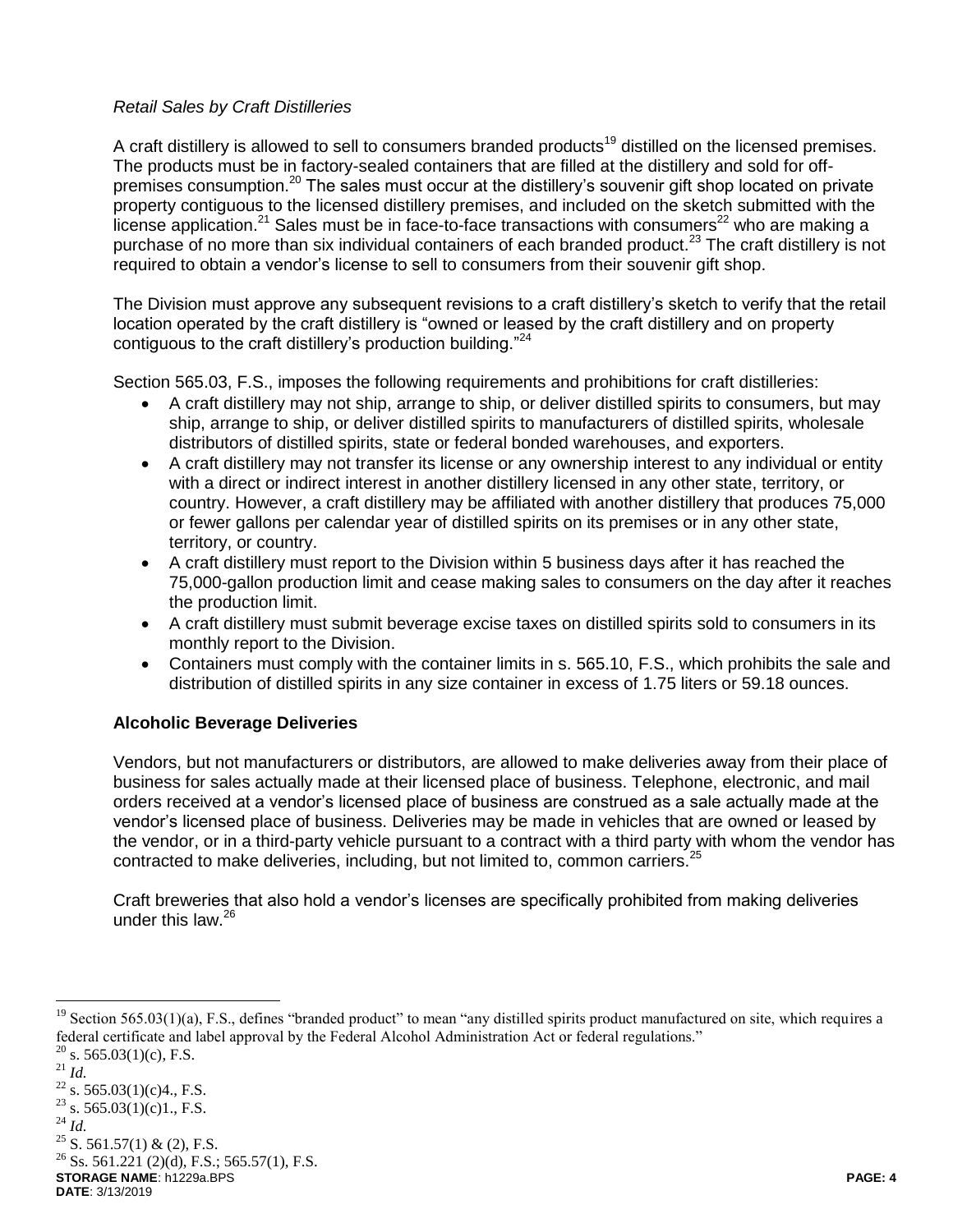*Retail Sales by Craft Distilleries*

A craft distillery is allowed to sell to consumers branded products[19] distilled on the licensed premises. The products must be in factory-sealed containers that are filled at the distillery and sold for off-premises consumption.[20] The sales must occur at the distillery's souvenir gift shop located on private property contiguous to the licensed distillery premises, and included on the sketch submitted with the license application.[21] Sales must be in face-to-face transactions with consumers[22] who are making a purchase of no more than six individual containers of each branded product.[23] The craft distillery is not required to obtain a vendor's license to sell to consumers from their souvenir gift shop.

The Division must approve any subsequent revisions to a craft distillery's sketch to verify that the retail location operated by the craft distillery is "owned or leased by the craft distillery and on property contiguous to the craft distillery's production building."[24]

Section 565.03, F.S., imposes the following requirements and prohibitions for craft distilleries:

- A craft distillery may not ship, arrange to ship, or deliver distilled spirits to consumers, but may ship, arrange to ship, or deliver distilled spirits to manufacturers of distilled spirits, wholesale distributors of distilled spirits, state or federal bonded warehouses, and exporters.
- A craft distillery may not transfer its license or any ownership interest to any individual or entity with a direct or indirect interest in another distillery licensed in any other state, territory, or country. However, a craft distillery may be affiliated with another distillery that produces 75,000 or fewer gallons per calendar year of distilled spirits on its premises or in any other state, territory, or country.
- A craft distillery must report to the Division within 5 business days after it has reached the 75,000-gallon production limit and cease making sales to consumers on the day after it reaches the production limit.
- A craft distillery must submit beverage excise taxes on distilled spirits sold to consumers in its monthly report to the Division.
- Containers must comply with the container limits in s. 565.10, F.S., which prohibits the sale and distribution of distilled spirits in any size container in excess of 1.75 liters or 59.18 ounces.

**Alcoholic Beverage Deliveries**

Vendors, but not manufacturers or distributors, are allowed to make deliveries away from their place of business for sales actually made at their licensed place of business. Telephone, electronic, and mail orders received at a vendor's licensed place of business are construed as a sale actually made at the vendor's licensed place of business. Deliveries may be made in vehicles that are owned or leased by the vendor, or in a third-party vehicle pursuant to a contract with a third party with whom the vendor has contracted to make deliveries, including, but not limited to, common carriers.[25]

Craft breweries that also hold a vendor's licenses are specifically prohibited from making deliveries under this law.[26]

---

[19] Section 565.03(1)(a), F.S., defines "branded product" to mean "any distilled spirits product manufactured on site, which requires a federal certificate and label approval by the Federal Alcohol Administration Act or federal regulations."

[20] s. 565.03(1)(c), F.S.

[21] *Id.*

[22] s. 565.03(1)(c)4., F.S.

[23] s. 565.03(1)(c)1., F.S.

[24] *Id.*

[25] S. 561.57(1) & (2), F.S.

[26] Ss. 561.221 (2)(d), F.S.; 565.57(1), F.S.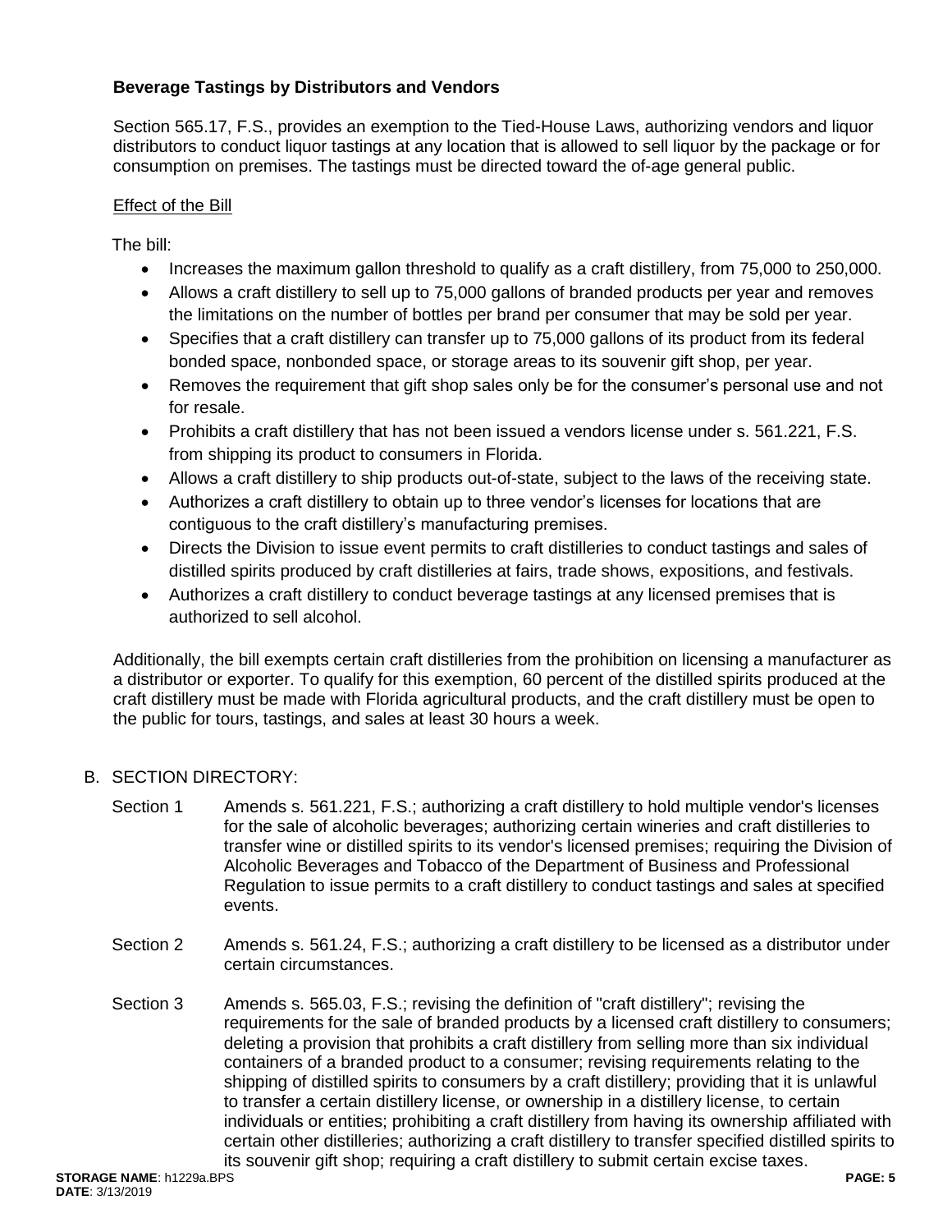**Beverage Tastings by Distributors and Vendors**

Section 565.17, F.S., provides an exemption to the Tied-House Laws, authorizing vendors and liquor distributors to conduct liquor tastings at any location that is allowed to sell liquor by the package or for consumption on premises. The tastings must be directed toward the of-age general public.

Effect of the Bill

The bill:

- Increases the maximum gallon threshold to qualify as a craft distillery, from 75,000 to 250,000.
- Allows a craft distillery to sell up to 75,000 gallons of branded products per year and removes the limitations on the number of bottles per brand per consumer that may be sold per year.
- Specifies that a craft distillery can transfer up to 75,000 gallons of its product from its federal bonded space, nonbonded space, or storage areas to its souvenir gift shop, per year.
- Removes the requirement that gift shop sales only be for the consumer's personal use and not for resale.
- Prohibits a craft distillery that has not been issued a vendors license under s. 561.221, F.S. from shipping its product to consumers in Florida.
- Allows a craft distillery to ship products out-of-state, subject to the laws of the receiving state.
- Authorizes a craft distillery to obtain up to three vendor's licenses for locations that are contiguous to the craft distillery's manufacturing premises.
- Directs the Division to issue event permits to craft distilleries to conduct tastings and sales of distilled spirits produced by craft distilleries at fairs, trade shows, expositions, and festivals.
- Authorizes a craft distillery to conduct beverage tastings at any licensed premises that is authorized to sell alcohol.

Additionally, the bill exempts certain craft distilleries from the prohibition on licensing a manufacturer as a distributor or exporter. To qualify for this exemption, 60 percent of the distilled spirits produced at the craft distillery must be made with Florida agricultural products, and the craft distillery must be open to the public for tours, tastings, and sales at least 30 hours a week.

B. SECTION DIRECTORY:

Section 1 Amends s. 561.221, F.S.; authorizing a craft distillery to hold multiple vendor's licenses for the sale of alcoholic beverages; authorizing certain wineries and craft distilleries to transfer wine or distilled spirits to its vendor's licensed premises; requiring the Division of Alcoholic Beverages and Tobacco of the Department of Business and Professional Regulation to issue permits to a craft distillery to conduct tastings and sales at specified events.

Section 2 Amends s. 561.24, F.S.; authorizing a craft distillery to be licensed as a distributor under certain circumstances.

Section 3 Amends s. 565.03, F.S.; revising the definition of "craft distillery"; revising the requirements for the sale of branded products by a licensed craft distillery to consumers; deleting a provision that prohibits a craft distillery from selling more than six individual containers of a branded product to a consumer; revising requirements relating to the shipping of distilled spirits to consumers by a craft distillery; providing that it is unlawful to transfer a certain distillery license, or ownership in a distillery license, to certain individuals or entities; prohibiting a craft distillery from having its ownership affiliated with certain other distilleries; authorizing a craft distillery to transfer specified distilled spirits to its souvenir gift shop; requiring a craft distillery to submit certain excise taxes.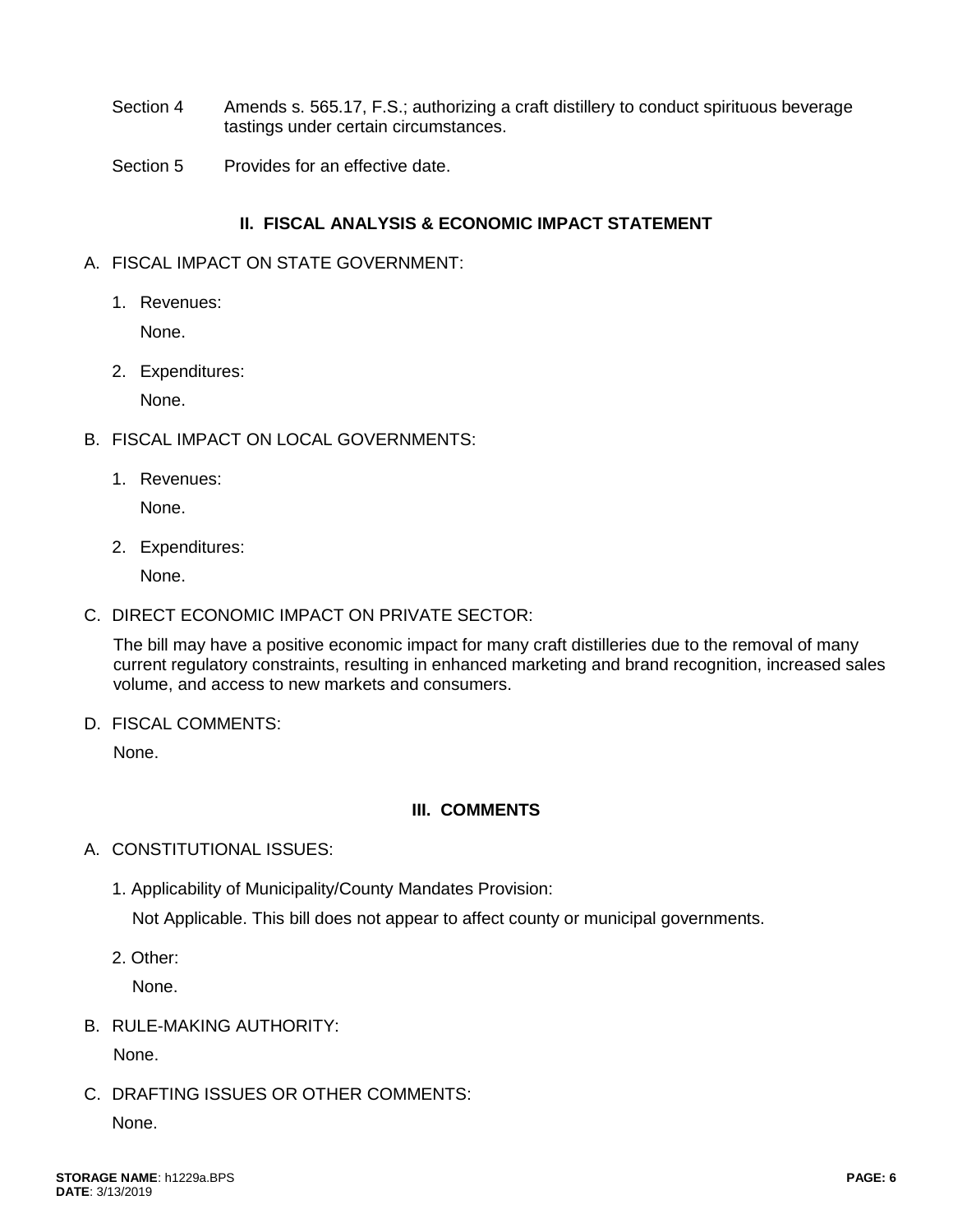Section 4 Amends s. 565.17, F.S.; authorizing a craft distillery to conduct spirituous beverage tastings under certain circumstances.

Section 5 Provides for an effective date.

## II. FISCAL ANALYSIS & ECONOMIC IMPACT STATEMENT

A. FISCAL IMPACT ON STATE GOVERNMENT:

1. Revenues:

   None.

2. Expenditures:

   None.

B. FISCAL IMPACT ON LOCAL GOVERNMENTS:

1. Revenues:

   None.

2. Expenditures:

   None.

C. DIRECT ECONOMIC IMPACT ON PRIVATE SECTOR:

The bill may have a positive economic impact for many craft distilleries due to the removal of many current regulatory constraints, resulting in enhanced marketing and brand recognition, increased sales volume, and access to new markets and consumers.

D. FISCAL COMMENTS:

None.

## III. COMMENTS

A. CONSTITUTIONAL ISSUES:

1. Applicability of Municipality/County Mandates Provision:

   Not Applicable. This bill does not appear to affect county or municipal governments.

2. Other:

   None.

B. RULE-MAKING AUTHORITY:

None.

C. DRAFTING ISSUES OR OTHER COMMENTS:

None.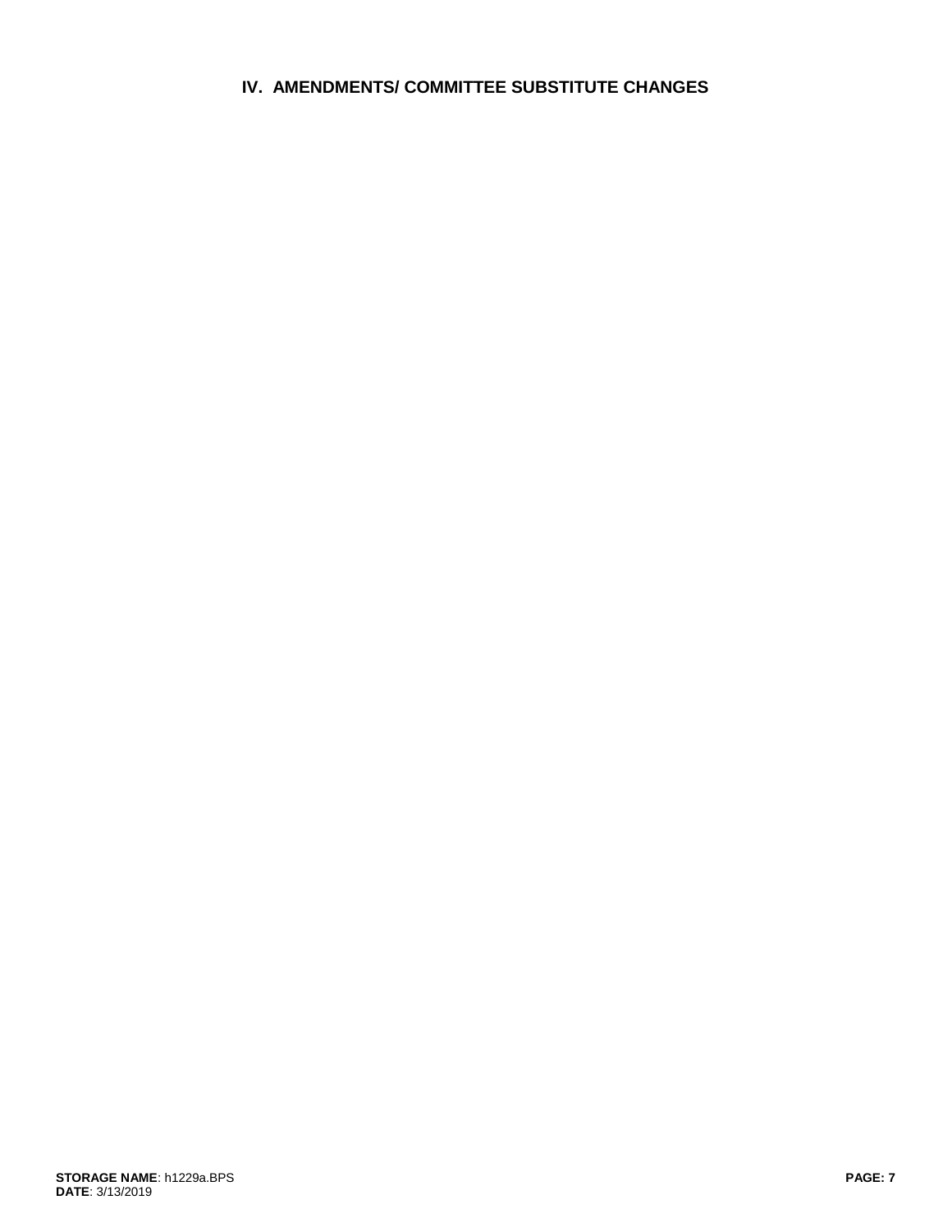## IV. AMENDMENTS/ COMMITTEE SUBSTITUTE CHANGES